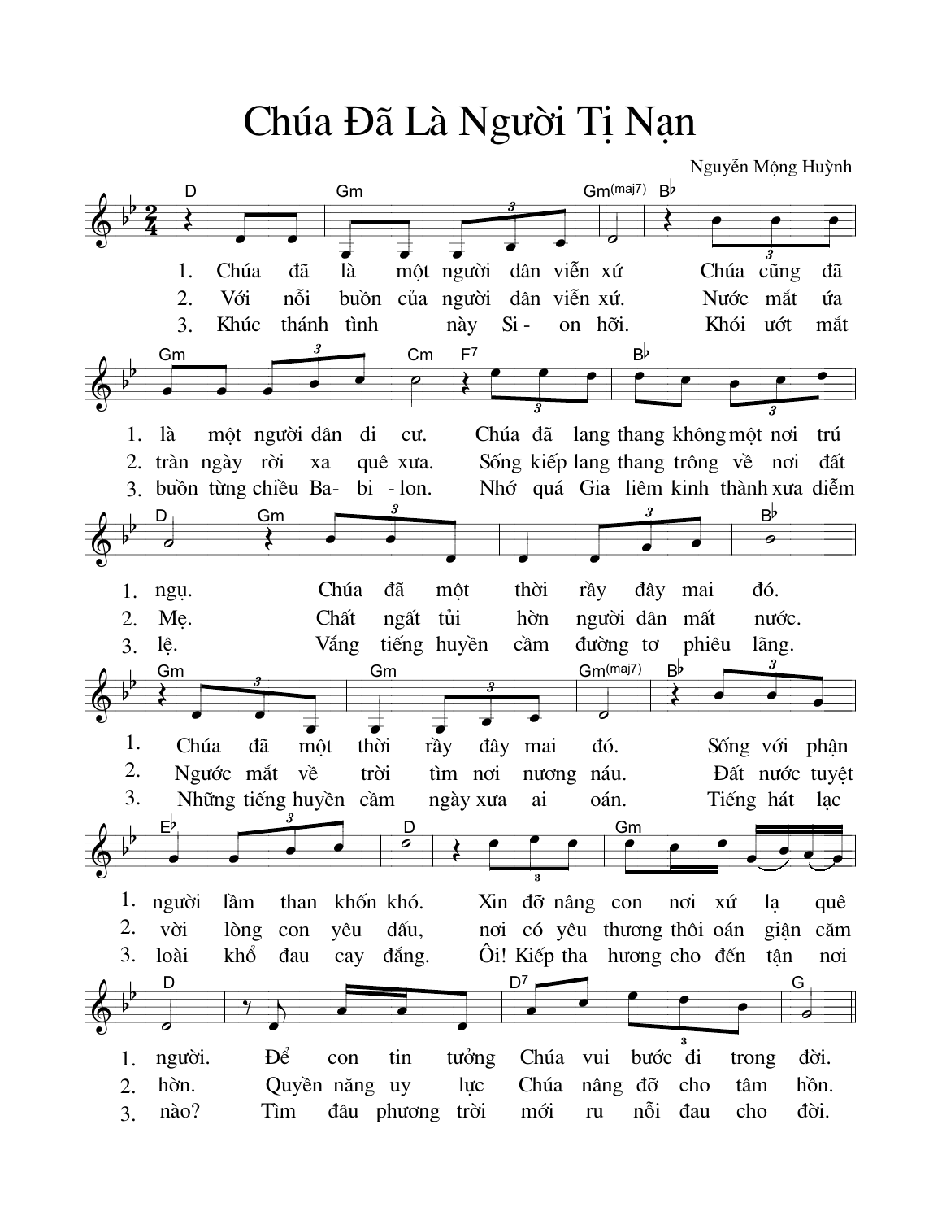# Chúa Đã Là Người Tị Nạn

Nguyễn Mộng Huỳnh

1. Chúa đã là một người dân viễn xứ Chúa cũng đã là một người dân di cư. Chúa đã lang thang không một nơi trú ngụ. Chúa đã một thời rầy đây mai đó. Chúa đã một thời rầy đây mai đó. Sống với phận người lầm than khốn khó. Xin đỡ nâng con nơi xứ lạ quê người. Để con tin tưởng Chúa vui bước đi trong đời.

2. Với nỗi buồn của người dân viễn xứ. Nước mắt ứa tràn ngày rời xa quê xưa. Sống kiếp lang thang trông về nơi đất Mẹ. Chất ngất tủi hờn người dân mất nước. Ngước mắt về trời tìm nơi nương náu. Đất nước tuyệt vời lòng con yêu dấu, nơi có yêu thương thôi oán giận căm hờn. Quyền năng uy lực Chúa nâng đỡ cho tâm hồn.

3. Khúc thánh tình này Si - on hỡi. Khói ướt mắt buồn từng chiều Ba- bi - lon. Nhớ quá Gia liêm kinh thành xưa diễm lệ. Vắng tiếng huyền cầm đường tơ phiêu lãng. Những tiếng huyền cầm ngày xưa ai oán. Tiếng hát lạc loài khổ đau cay đắng. Ôi! Kiếp tha hương cho đến tận nơi nào? Tìm đâu phương trời mới ru nỗi đau cho đời.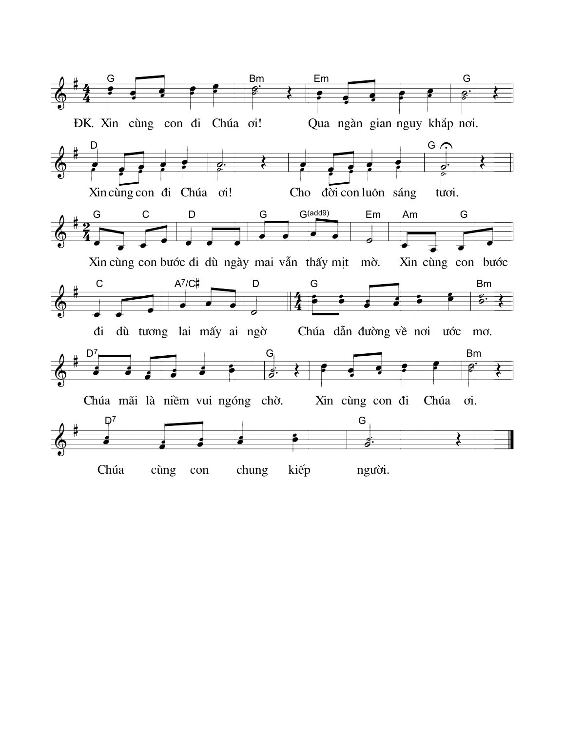ĐK. Xin cùng con đi Chúa ơi! Qua ngàn gian nguy khắp nơi.

Xin cùng con đi Chúa ơi! Cho đời con luôn sáng tươi.

Xin cùng con bước đi dù ngày mai vẫn thấy mịt mờ. Xin cùng con bước

đi dù tương lai mấy ai ngờ Chúa dẫn đường về nơi ước mơ.

Chúa mãi là niềm vui ngóng chờ. Xin cùng con đi Chúa ơi.

Chúa cùng con chung kiếp người.